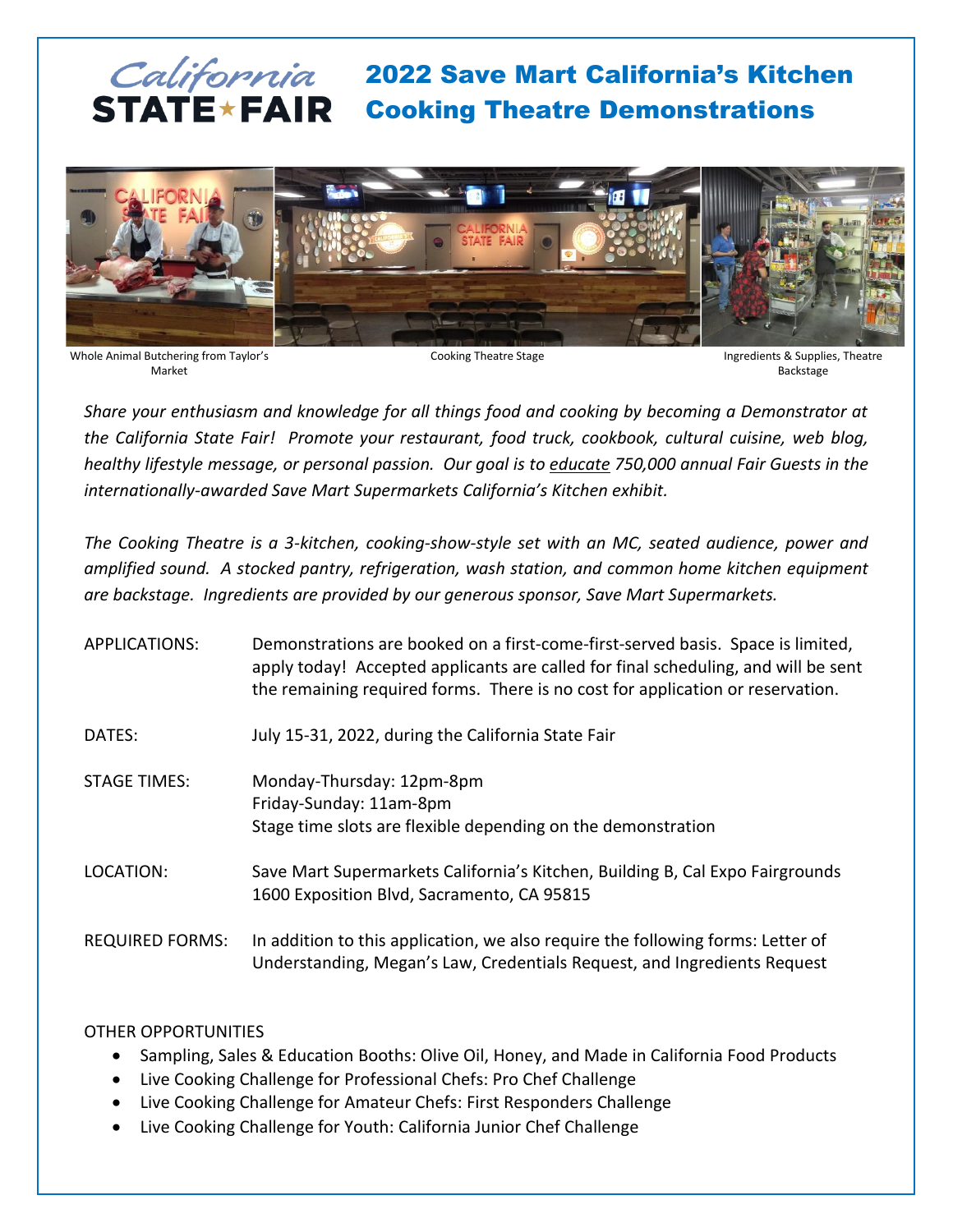# California STATE★FAIR

# 2022 Save Mart California's Kitchen Cooking Theatre Demonstrations

Whole Animal Butchering from Taylor's Market

Cooking Theatre Stage

Ingredients & Supplies, Theatre Backstage

*Share your enthusiasm and knowledge for all things food and cooking by becoming a Demonstrator at the California State Fair! Promote your restaurant, food truck, cookbook, cultural cuisine, web blog, healthy lifestyle message, or personal passion. Our goal is to educate 750,000 annual Fair Guests in the internationally-awarded Save Mart Supermarkets California's Kitchen exhibit.*

*The Cooking Theatre is a 3-kitchen, cooking-show-style set with an MC, seated audience, power and amplified sound. A stocked pantry, refrigeration, wash station, and common home kitchen equipment are backstage. Ingredients are provided by our generous sponsor, Save Mart Supermarkets.*

APPLICATIONS: Demonstrations are booked on a first-come-first-served basis. Space is limited, apply today! Accepted applicants are called for final scheduling, and will be sent the remaining required forms. There is no cost for application or reservation.

DATES: July 15-31, 2022, during the California State Fair

STAGE TIMES: Monday-Thursday: 12pm-8pm
Friday-Sunday: 11am-8pm
Stage time slots are flexible depending on the demonstration

LOCATION: Save Mart Supermarkets California's Kitchen, Building B, Cal Expo Fairgrounds
1600 Exposition Blvd, Sacramento, CA 95815

REQUIRED FORMS: In addition to this application, we also require the following forms: Letter of Understanding, Megan's Law, Credentials Request, and Ingredients Request

OTHER OPPORTUNITIES

- Sampling, Sales & Education Booths: Olive Oil, Honey, and Made in California Food Products
- Live Cooking Challenge for Professional Chefs: Pro Chef Challenge
- Live Cooking Challenge for Amateur Chefs: First Responders Challenge
- Live Cooking Challenge for Youth: California Junior Chef Challenge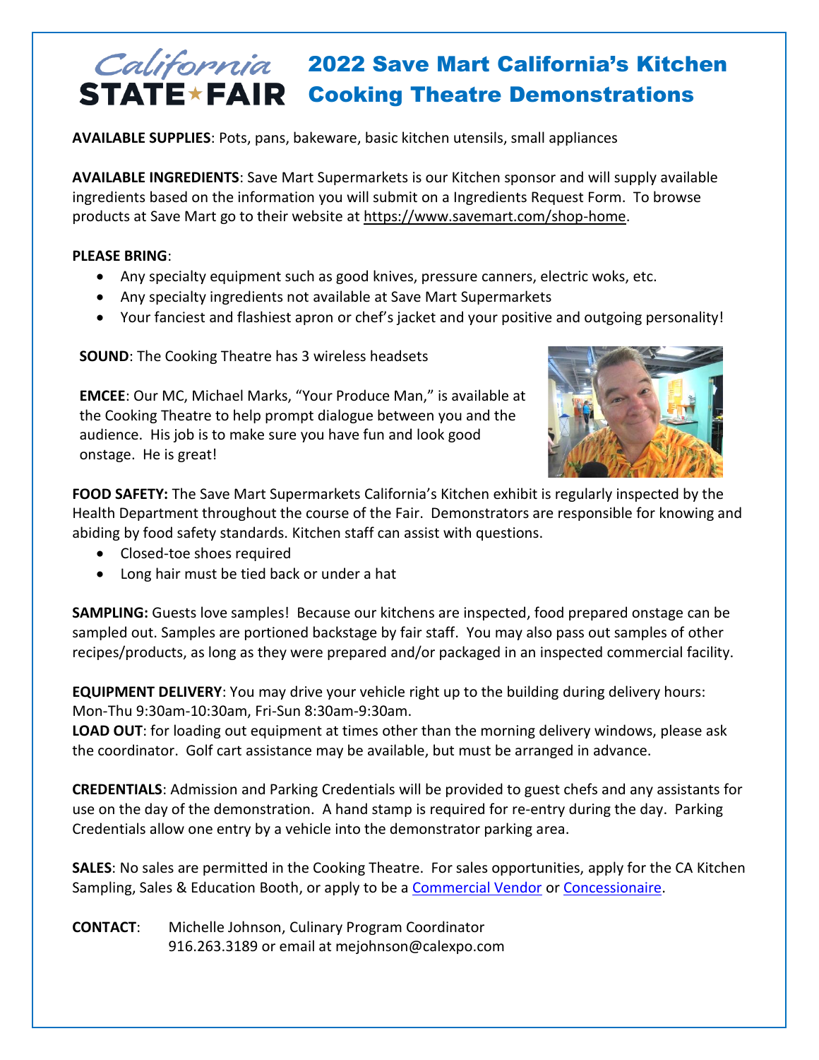# California STATE★FAIR 2022 Save Mart California's Kitchen Cooking Theatre Demonstrations

**AVAILABLE SUPPLIES**: Pots, pans, bakeware, basic kitchen utensils, small appliances

**AVAILABLE INGREDIENTS**: Save Mart Supermarkets is our Kitchen sponsor and will supply available ingredients based on the information you will submit on a Ingredients Request Form. To browse products at Save Mart go to their website at https://www.savemart.com/shop-home.

**PLEASE BRING**:

- Any specialty equipment such as good knives, pressure canners, electric woks, etc.
- Any specialty ingredients not available at Save Mart Supermarkets
- Your fanciest and flashiest apron or chef's jacket and your positive and outgoing personality!

**SOUND**: The Cooking Theatre has 3 wireless headsets

**EMCEE**: Our MC, Michael Marks, "Your Produce Man," is available at the Cooking Theatre to help prompt dialogue between you and the audience. His job is to make sure you have fun and look good onstage. He is great!

**FOOD SAFETY:** The Save Mart Supermarkets California's Kitchen exhibit is regularly inspected by the Health Department throughout the course of the Fair. Demonstrators are responsible for knowing and abiding by food safety standards. Kitchen staff can assist with questions.

- Closed-toe shoes required
- Long hair must be tied back or under a hat

**SAMPLING:** Guests love samples! Because our kitchens are inspected, food prepared onstage can be sampled out. Samples are portioned backstage by fair staff. You may also pass out samples of other recipes/products, as long as they were prepared and/or packaged in an inspected commercial facility.

**EQUIPMENT DELIVERY**: You may drive your vehicle right up to the building during delivery hours: Mon-Thu 9:30am-10:30am, Fri-Sun 8:30am-9:30am.

**LOAD OUT**: for loading out equipment at times other than the morning delivery windows, please ask the coordinator. Golf cart assistance may be available, but must be arranged in advance.

**CREDENTIALS**: Admission and Parking Credentials will be provided to guest chefs and any assistants for use on the day of the demonstration. A hand stamp is required for re-entry during the day. Parking Credentials allow one entry by a vehicle into the demonstrator parking area.

**SALES**: No sales are permitted in the Cooking Theatre. For sales opportunities, apply for the CA Kitchen Sampling, Sales & Education Booth, or apply to be a Commercial Vendor or Concessionaire.

**CONTACT**: Michelle Johnson, Culinary Program Coordinator
916.263.3189 or email at mejohnson@calexpo.com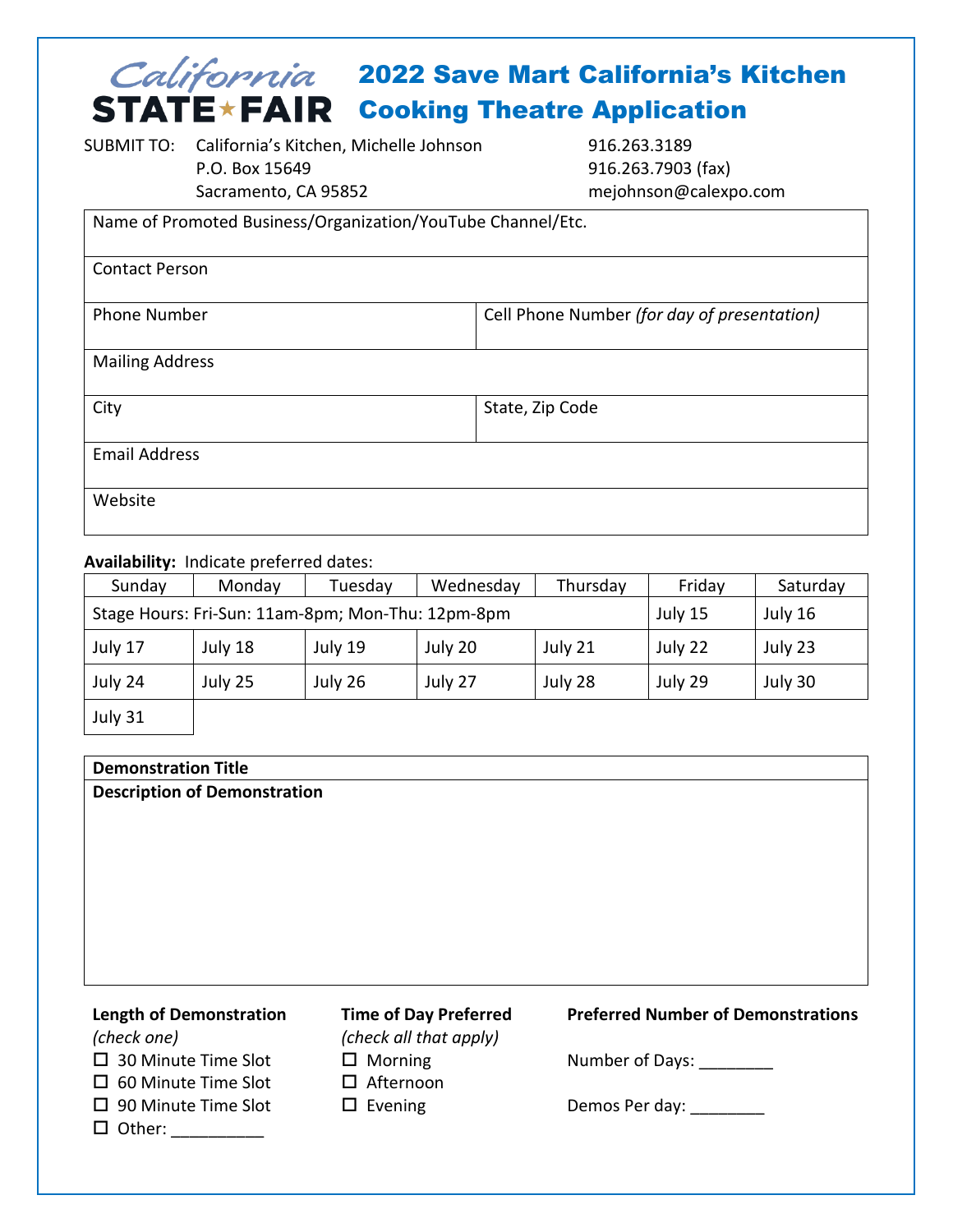# 2022 Save Mart California's Kitchen Cooking Theatre Application

California STATE ★ FAIR

SUBMIT TO: California's Kitchen, Michelle Johnson
P.O. Box 15649
Sacramento, CA 95852

916.263.3189
916.263.7903 (fax)
mejohnson@calexpo.com

| | |
|---|---|
| Name of Promoted Business/Organization/YouTube Channel/Etc. | |
| Contact Person | |
| Phone Number | Cell Phone Number *(for day of presentation)* |
| Mailing Address | |
| City | State, Zip Code |
| Email Address | |
| Website | |

**Availability:** Indicate preferred dates:

| Sunday | Monday | Tuesday | Wednesday | Thursday | Friday | Saturday |
|---|---|---|---|---|---|---|
| Stage Hours: Fri-Sun: 11am-8pm; Mon-Thu: 12pm-8pm | | | | | July 15 | July 16 |
| July 17 | July 18 | July 19 | July 20 | July 21 | July 22 | July 23 |
| July 24 | July 25 | July 26 | July 27 | July 28 | July 29 | July 30 |
| July 31 | | | | | | |

**Demonstration Title**

**Description of Demonstration**

**Length of Demonstration**
*(check one)*
- ☐ 30 Minute Time Slot
- ☐ 60 Minute Time Slot
- ☐ 90 Minute Time Slot
- ☐ Other: __________

**Time of Day Preferred**
*(check all that apply)*
- ☐ Morning
- ☐ Afternoon
- ☐ Evening

**Preferred Number of Demonstrations**

Number of Days: ________

Demos Per day: ________